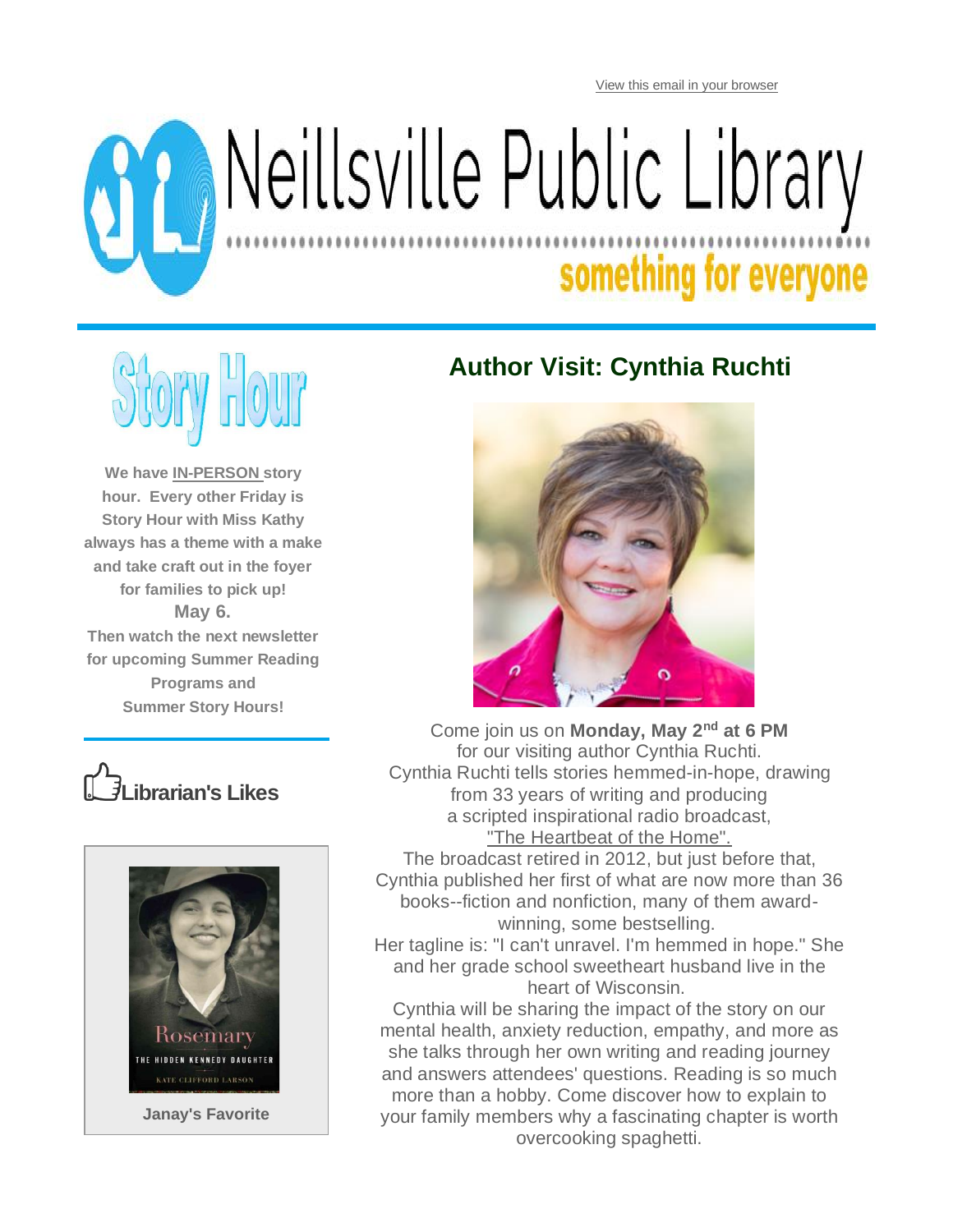View this email in your browser

# Neillsville Public Library

something for everyone

## Author Visit: Cynthia Ruchti

Come join us on **Monday, May 2nd at 6 PM** for our visiting author Cynthia Ruchti.

Cynthia Ruchti tells stories hemmed-in-hope, drawing from 33 years of writing and producing a scripted inspirational radio broadcast, "The Heartbeat of the Home". The broadcast retired in 2012, but just before that, Cynthia published her first of what are now more than 36 books--fiction and nonfiction, many of them award-winning, some bestselling.

Her tagline is: "I can't unravel. I'm hemmed in hope." She and her grade school sweetheart husband live in the heart of Wisconsin.

Cynthia will be sharing the impact of the story on our mental health, anxiety reduction, empathy, and more as she talks through her own writing and reading journey and answers attendees' questions. Reading is so much more than a hobby. Come discover how to explain to your family members why a fascinating chapter is worth overcooking spaghetti.

## Story Hour

**We have IN-PERSON story hour. Every other Friday is Story Hour with Miss Kathy always has a theme with a make and take craft out in the foyer for families to pick up!**

**May 6.**

**Then watch the next newsletter for upcoming Summer Reading Programs and Summer Story Hours!**

## Librarian's Likes

Rosemary: The Hidden Kennedy Daughter — Kate Clifford Larson

**Janay's Favorite**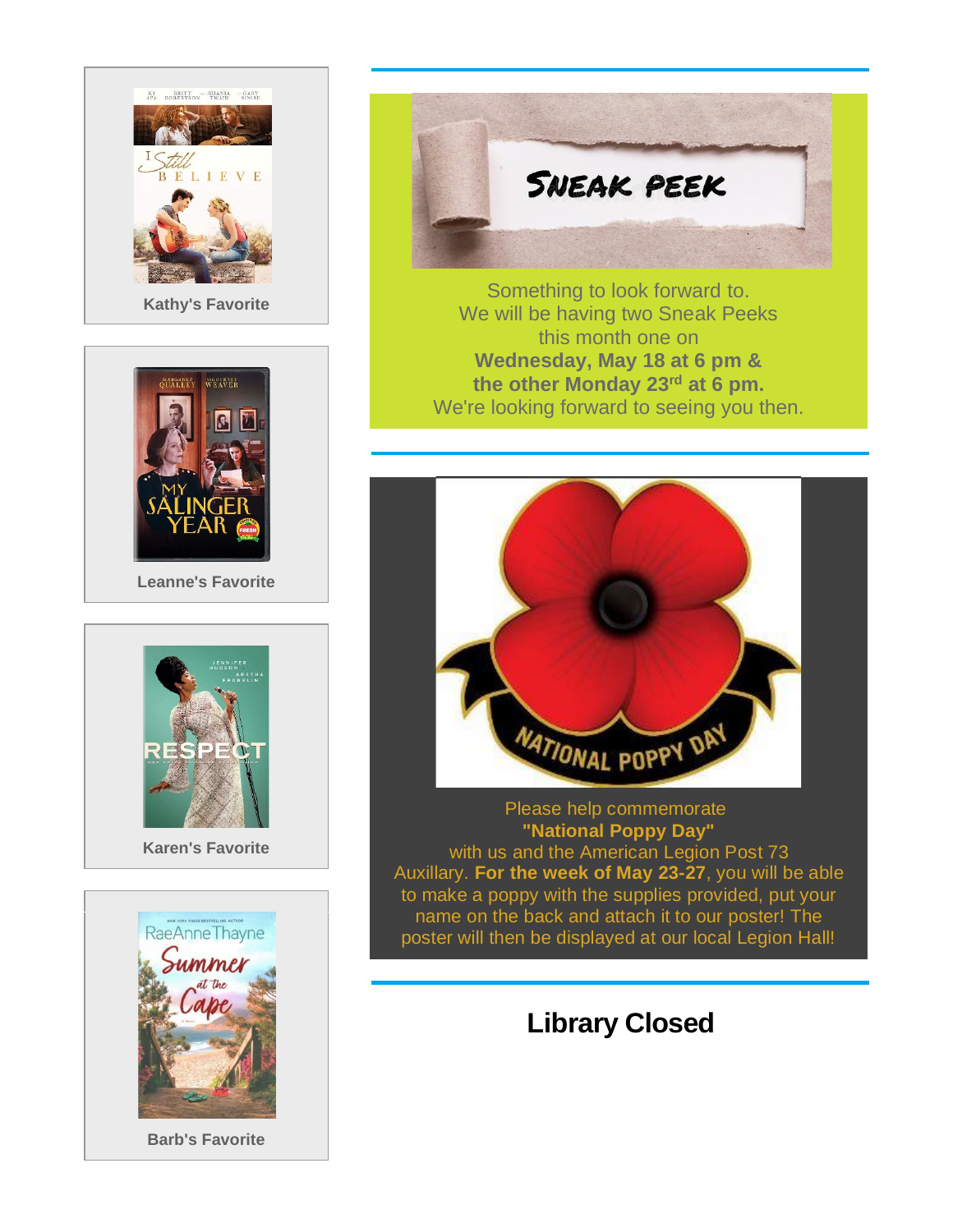Kathy's Favorite

Leanne's Favorite

Karen's Favorite

Barb's Favorite

Something to look forward to.
We will be having two Sneak Peeks this month one on
**Wednesday, May 18 at 6 pm &**
**the other Monday 23rd at 6 pm.**
We're looking forward to seeing you then.

Please help commemorate
**"National Poppy Day"**
with us and the American Legion Post 73 Auxillary. **For the week of May 23-27**, you will be able to make a poppy with the supplies provided, put your name on the back and attach it to our poster! The poster will then be displayed at our local Legion Hall!

## Library Closed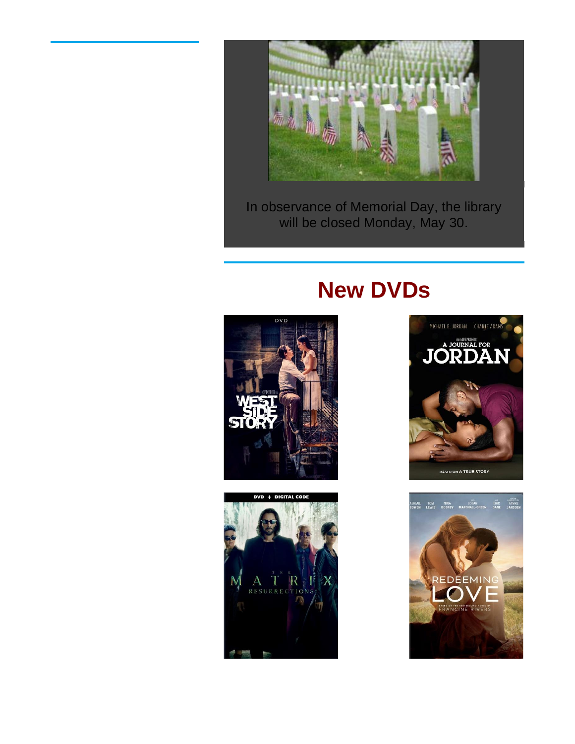In observance of Memorial Day, the library will be closed Monday, May 30.

## New DVDs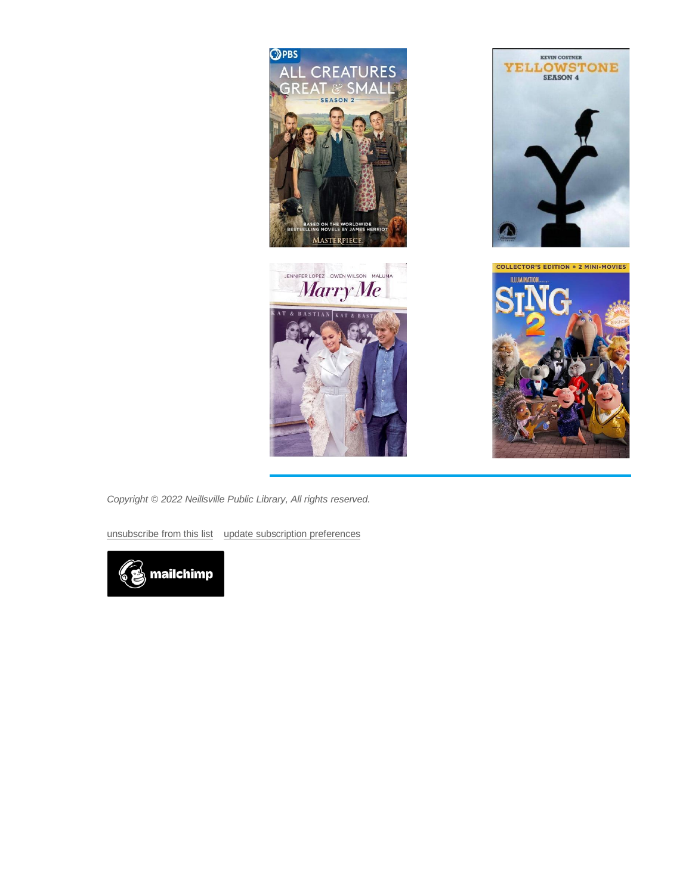*Copyright © 2022 Neillsville Public Library, All rights reserved.*

unsubscribe from this list    update subscription preferences